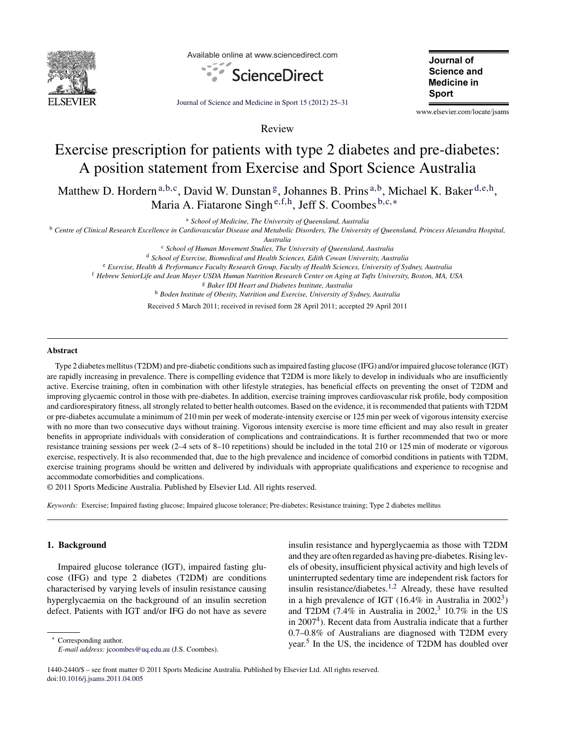Review

# Exercise prescription for patients with type 2 diabetes and pre-diabetes: A position statement from Exercise and Sport Science Australia

Matthew D. Hordern[a,b,c], David W. Dunstan[g], Johannes B. Prins[a,b], Michael K. Baker[d,e,h], Maria A. Fiatarone Singh[e,f,h], Jeff S. Coombes[b,c,*]

[a] *School of Medicine, The University of Queensland, Australia*

[b] *Centre of Clinical Research Excellence in Cardiovascular Disease and Metabolic Disorders, The University of Queensland, Princess Alexandra Hospital, Australia*

[c] *School of Human Movement Studies, The University of Queensland, Australia*

[d] *School of Exercise, Biomedical and Health Sciences, Edith Cowan University, Australia*

[e] *Exercise, Health & Performance Faculty Research Group, Faculty of Health Sciences, University of Sydney, Australia*

[f] *Hebrew SeniorLife and Jean Mayer USDA Human Nutrition Research Center on Aging at Tufts University, Boston, MA, USA*

[g] *Baker IDI Heart and Diabetes Institute, Australia*

[h] *Boden Institute of Obesity, Nutrition and Exercise, University of Sydney, Australia*

Received 5 March 2011; received in revised form 28 April 2011; accepted 29 April 2011

## Abstract

Type 2 diabetes mellitus (T2DM) and pre-diabetic conditions such as impaired fasting glucose (IFG) and/or impaired glucose tolerance (IGT) are rapidly increasing in prevalence. There is compelling evidence that T2DM is more likely to develop in individuals who are insufficiently active. Exercise training, often in combination with other lifestyle strategies, has beneficial effects on preventing the onset of T2DM and improving glycaemic control in those with pre-diabetes. In addition, exercise training improves cardiovascular risk profile, body composition and cardiorespiratory fitness, all strongly related to better health outcomes. Based on the evidence, it is recommended that patients with T2DM or pre-diabetes accumulate a minimum of 210 min per week of moderate-intensity exercise or 125 min per week of vigorous intensity exercise with no more than two consecutive days without training. Vigorous intensity exercise is more time efficient and may also result in greater benefits in appropriate individuals with consideration of complications and contraindications. It is further recommended that two or more resistance training sessions per week (2–4 sets of 8–10 repetitions) should be included in the total 210 or 125 min of moderate or vigorous exercise, respectively. It is also recommended that, due to the high prevalence and incidence of comorbid conditions in patients with T2DM, exercise training programs should be written and delivered by individuals with appropriate qualifications and experience to recognise and accommodate comorbidities and complications.

© 2011 Sports Medicine Australia. Published by Elsevier Ltd. All rights reserved.

*Keywords:* Exercise; Impaired fasting glucose; Impaired glucose tolerance; Pre-diabetes; Resistance training; Type 2 diabetes mellitus

## 1. Background

Impaired glucose tolerance (IGT), impaired fasting glucose (IFG) and type 2 diabetes (T2DM) are conditions characterised by varying levels of insulin resistance causing hyperglycaemia on the background of an insulin secretion defect. Patients with IGT and/or IFG do not have as severe insulin resistance and hyperglycaemia as those with T2DM and they are often regarded as having pre-diabetes. Rising levels of obesity, insufficient physical activity and high levels of uninterrupted sedentary time are independent risk factors for insulin resistance/diabetes.[1,2] Already, these have resulted in a high prevalence of IGT (16.4% in Australia in 2002[3]) and T2DM (7.4% in Australia in 2002,[3] 10.7% in the US in 2007[4]). Recent data from Australia indicate that a further 0.7–0.8% of Australians are diagnosed with T2DM every year.[5] In the US, the incidence of T2DM has doubled over

\* Corresponding author.
*E-mail address:* jcoombes@uq.edu.au (J.S. Coombes).

1440-2440/$ – see front matter © 2011 Sports Medicine Australia. Published by Elsevier Ltd. All rights reserved.
doi:10.1016/j.jsams.2011.04.005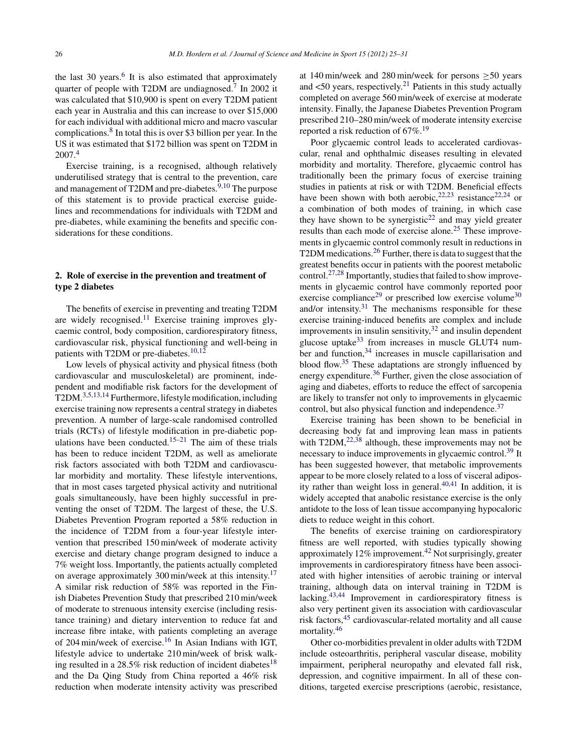the last 30 years.[6] It is also estimated that approximately quarter of people with T2DM are undiagnosed.[7] In 2002 it was calculated that \$10,900 is spent on every T2DM patient each year in Australia and this can increase to over \$15,000 for each individual with additional micro and macro vascular complications.[8] In total this is over \$3 billion per year. In the US it was estimated that \$172 billion was spent on T2DM in 2007.[4]

Exercise training, is a recognised, although relatively underutilised strategy that is central to the prevention, care and management of T2DM and pre-diabetes.[9,10] The purpose of this statement is to provide practical exercise guidelines and recommendations for individuals with T2DM and pre-diabetes, while examining the benefits and specific considerations for these conditions.

## 2. Role of exercise in the prevention and treatment of type 2 diabetes

The benefits of exercise in preventing and treating T2DM are widely recognised.[11] Exercise training improves glycaemic control, body composition, cardiorespiratory fitness, cardiovascular risk, physical functioning and well-being in patients with T2DM or pre-diabetes.[10,12]

Low levels of physical activity and physical fitness (both cardiovascular and musculoskeletal) are prominent, independent and modifiable risk factors for the development of T2DM.[3,5,13,14] Furthermore, lifestyle modification, including exercise training now represents a central strategy in diabetes prevention. A number of large-scale randomised controlled trials (RCTs) of lifestyle modification in pre-diabetic populations have been conducted.[15–21] The aim of these trials has been to reduce incident T2DM, as well as ameliorate risk factors associated with both T2DM and cardiovascular morbidity and mortality. These lifestyle interventions, that in most cases targeted physical activity and nutritional goals simultaneously, have been highly successful in preventing the onset of T2DM. The largest of these, the U.S. Diabetes Prevention Program reported a 58% reduction in the incidence of T2DM from a four-year lifestyle intervention that prescribed 150 min/week of moderate activity exercise and dietary change program designed to induce a 7% weight loss. Importantly, the patients actually completed on average approximately 300 min/week at this intensity.[17] A similar risk reduction of 58% was reported in the Finish Diabetes Prevention Study that prescribed 210 min/week of moderate to strenuous intensity exercise (including resistance training) and dietary intervention to reduce fat and increase fibre intake, with patients completing an average of 204 min/week of exercise.[16] In Asian Indians with IGT, lifestyle advice to undertake 210 min/week of brisk walking resulted in a 28.5% risk reduction of incident diabetes[18] and the Da Qing Study from China reported a 46% risk reduction when moderate intensity activity was prescribed at 140 min/week and 280 min/week for persons ≥50 years and <50 years, respectively.[21] Patients in this study actually completed on average 560 min/week of exercise at moderate intensity. Finally, the Japanese Diabetes Prevention Program prescribed 210–280 min/week of moderate intensity exercise reported a risk reduction of 67%.[19]

Poor glycaemic control leads to accelerated cardiovascular, renal and ophthalmic diseases resulting in elevated morbidity and mortality. Therefore, glycaemic control has traditionally been the primary focus of exercise training studies in patients at risk or with T2DM. Beneficial effects have been shown with both aerobic,[22,23] resistance[22,24] or a combination of both modes of training, in which case they have shown to be synergistic[22] and may yield greater results than each mode of exercise alone.[25] These improvements in glycaemic control commonly result in reductions in T2DM medications.[26] Further, there is data to suggest that the greatest benefits occur in patients with the poorest metabolic control.[27,28] Importantly, studies that failed to show improvements in glycaemic control have commonly reported poor exercise compliance[29] or prescribed low exercise volume[30] and/or intensity.[31] The mechanisms responsible for these exercise training-induced benefits are complex and include improvements in insulin sensitivity,[32] and insulin dependent glucose uptake[33] from increases in muscle GLUT4 number and function,[34] increases in muscle capillarisation and blood flow.[35] These adaptations are strongly influenced by energy expenditure.[36] Further, given the close association of aging and diabetes, efforts to reduce the effect of sarcopenia are likely to transfer not only to improvements in glycaemic control, but also physical function and independence.[37]

Exercise training has been shown to be beneficial in decreasing body fat and improving lean mass in patients with T2DM,[22,38] although, these improvements may not be necessary to induce improvements in glycaemic control.[39] It has been suggested however, that metabolic improvements appear to be more closely related to a loss of visceral adiposity rather than weight loss in general.[40,41] In addition, it is widely accepted that anabolic resistance exercise is the only antidote to the loss of lean tissue accompanying hypocaloric diets to reduce weight in this cohort.

The benefits of exercise training on cardiorespiratory fitness are well reported, with studies typically showing approximately 12% improvement.[42] Not surprisingly, greater improvements in cardiorespiratory fitness have been associated with higher intensities of aerobic training or interval training, although data on interval training in T2DM is lacking.[43,44] Improvement in cardiorespiratory fitness is also very pertinent given its association with cardiovascular risk factors,[45] cardiovascular-related mortality and all cause mortality.[46]

Other co-morbidities prevalent in older adults with T2DM include osteoarthritis, peripheral vascular disease, mobility impairment, peripheral neuropathy and elevated fall risk, depression, and cognitive impairment. In all of these conditions, targeted exercise prescriptions (aerobic, resistance,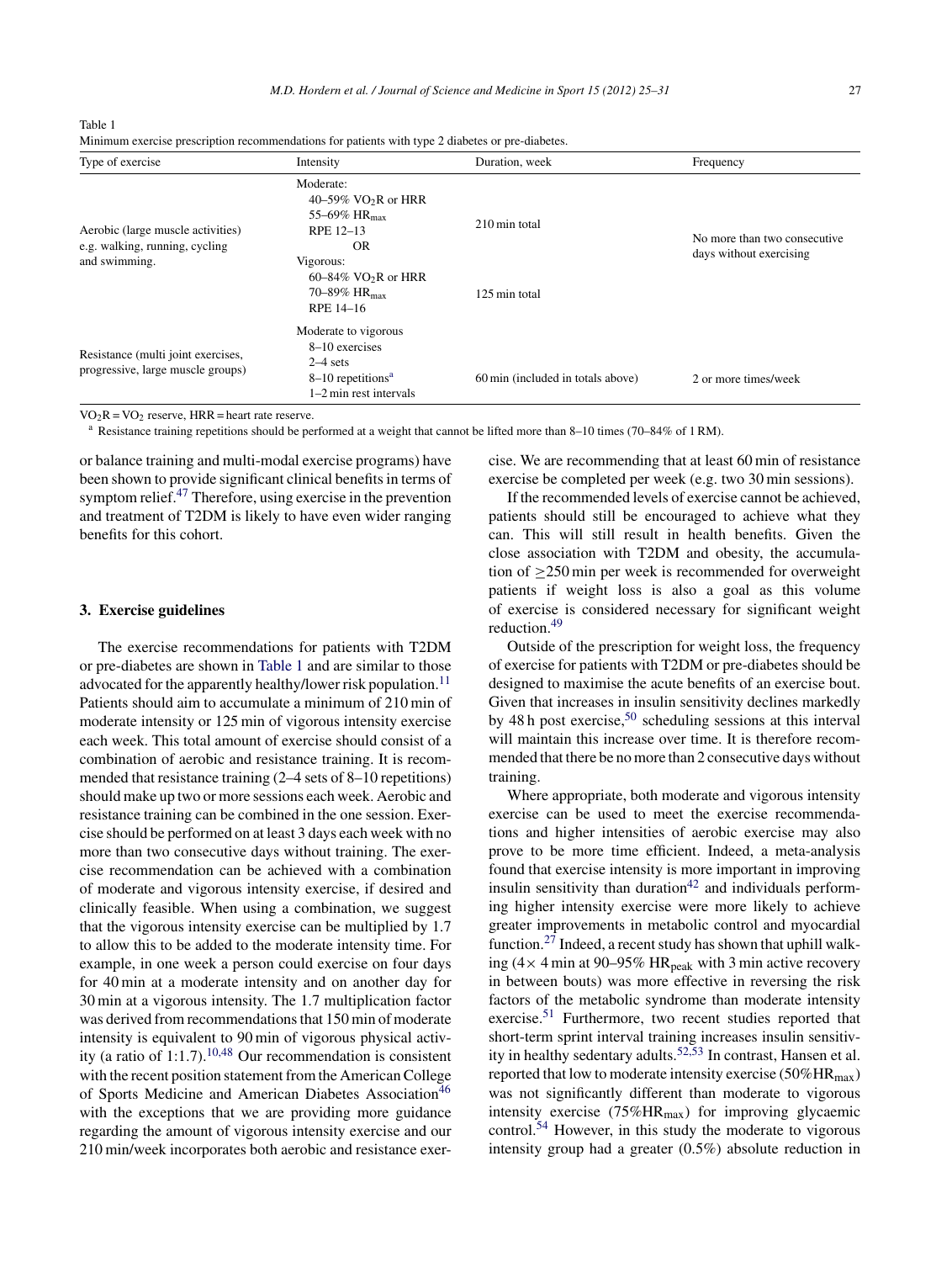Table 1
Minimum exercise prescription recommendations for patients with type 2 diabetes or pre-diabetes.

| Type of exercise | Intensity | Duration, week | Frequency |
|---|---|---|---|
| Aerobic (large muscle activities) e.g. walking, running, cycling and swimming. | Moderate: 40–59% $VO_2R$ or HRR 55–69% $HR_{max}$ RPE 12–13 | 210 min total | No more than two consecutive days without exercising |
| | OR | | |
| | Vigorous: 60–84% $VO_2R$ or HRR 70–89% $HR_{max}$ RPE 14–16 | 125 min total | |
| Resistance (multi joint exercises, progressive, large muscle groups) | Moderate to vigorous 8–10 exercises 2–4 sets 8–10 repetitions[a] 1–2 min rest intervals | 60 min (included in totals above) | 2 or more times/week |

$VO_2R = VO_2$ reserve, HRR = heart rate reserve.

[a] Resistance training repetitions should be performed at a weight that cannot be lifted more than 8–10 times (70–84% of 1 RM).

or balance training and multi-modal exercise programs) have been shown to provide significant clinical benefits in terms of symptom relief.[47] Therefore, using exercise in the prevention and treatment of T2DM is likely to have even wider ranging benefits for this cohort.

## 3. Exercise guidelines

The exercise recommendations for patients with T2DM or pre-diabetes are shown in Table 1 and are similar to those advocated for the apparently healthy/lower risk population.[11] Patients should aim to accumulate a minimum of 210 min of moderate intensity or 125 min of vigorous intensity exercise each week. This total amount of exercise should consist of a combination of aerobic and resistance training. It is recommended that resistance training (2–4 sets of 8–10 repetitions) should make up two or more sessions each week. Aerobic and resistance training can be combined in the one session. Exercise should be performed on at least 3 days each week with no more than two consecutive days without training. The exercise recommendation can be achieved with a combination of moderate and vigorous intensity exercise, if desired and clinically feasible. When using a combination, we suggest that the vigorous intensity exercise can be multiplied by 1.7 to allow this to be added to the moderate intensity time. For example, in one week a person could exercise on four days for 40 min at a moderate intensity and on another day for 30 min at a vigorous intensity. The 1.7 multiplication factor was derived from recommendations that 150 min of moderate intensity is equivalent to 90 min of vigorous physical activity (a ratio of 1:1.7).[10,48] Our recommendation is consistent with the recent position statement from the American College of Sports Medicine and American Diabetes Association[46] with the exceptions that we are providing more guidance regarding the amount of vigorous intensity exercise and our 210 min/week incorporates both aerobic and resistance exercise. We are recommending that at least 60 min of resistance exercise be completed per week (e.g. two 30 min sessions).

If the recommended levels of exercise cannot be achieved, patients should still be encouraged to achieve what they can. This will still result in health benefits. Given the close association with T2DM and obesity, the accumulation of ≥250 min per week is recommended for overweight patients if weight loss is also a goal as this volume of exercise is considered necessary for significant weight reduction.[49]

Outside of the prescription for weight loss, the frequency of exercise for patients with T2DM or pre-diabetes should be designed to maximise the acute benefits of an exercise bout. Given that increases in insulin sensitivity declines markedly by 48 h post exercise,[50] scheduling sessions at this interval will maintain this increase over time. It is therefore recommended that there be no more than 2 consecutive days without training.

Where appropriate, both moderate and vigorous intensity exercise can be used to meet the exercise recommendations and higher intensities of aerobic exercise may also prove to be more time efficient. Indeed, a meta-analysis found that exercise intensity is more important in improving insulin sensitivity than duration[42] and individuals performing higher intensity exercise were more likely to achieve greater improvements in metabolic control and myocardial function.[27] Indeed, a recent study has shown that uphill walking (4× 4 min at 90–95% $HR_{peak}$ with 3 min active recovery in between bouts) was more effective in reversing the risk factors of the metabolic syndrome than moderate intensity exercise.[51] Furthermore, two recent studies reported that short-term sprint interval training increases insulin sensitivity in healthy sedentary adults.[52,53] In contrast, Hansen et al. reported that low to moderate intensity exercise (50%$HR_{max}$) was not significantly different than moderate to vigorous intensity exercise (75%$HR_{max}$) for improving glycaemic control.[54] However, in this study the moderate to vigorous intensity group had a greater (0.5%) absolute reduction in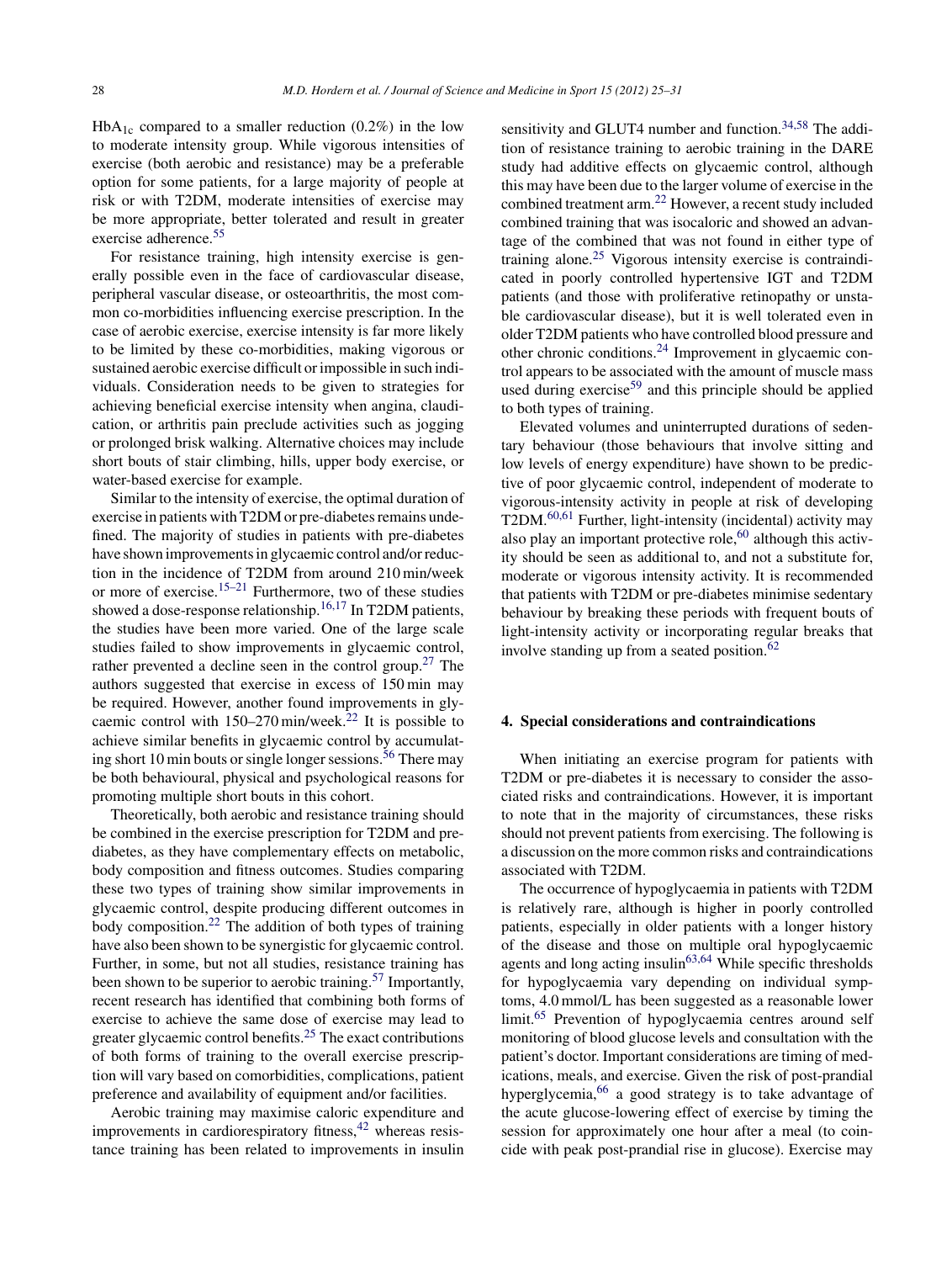$HbA_{1c}$ compared to a smaller reduction (0.2%) in the low to moderate intensity group. While vigorous intensities of exercise (both aerobic and resistance) may be a preferable option for some patients, for a large majority of people at risk or with T2DM, moderate intensities of exercise may be more appropriate, better tolerated and result in greater exercise adherence.[55]

For resistance training, high intensity exercise is generally possible even in the face of cardiovascular disease, peripheral vascular disease, or osteoarthritis, the most common co-morbidities influencing exercise prescription. In the case of aerobic exercise, exercise intensity is far more likely to be limited by these co-morbidities, making vigorous or sustained aerobic exercise difficult or impossible in such individuals. Consideration needs to be given to strategies for achieving beneficial exercise intensity when angina, claudication, or arthritis pain preclude activities such as jogging or prolonged brisk walking. Alternative choices may include short bouts of stair climbing, hills, upper body exercise, or water-based exercise for example.

Similar to the intensity of exercise, the optimal duration of exercise in patients with T2DM or pre-diabetes remains undefined. The majority of studies in patients with pre-diabetes have shown improvements in glycaemic control and/or reduction in the incidence of T2DM from around 210 min/week or more of exercise.[15–21] Furthermore, two of these studies showed a dose-response relationship.[16,17] In T2DM patients, the studies have been more varied. One of the large scale studies failed to show improvements in glycaemic control, rather prevented a decline seen in the control group.[27] The authors suggested that exercise in excess of 150 min may be required. However, another found improvements in glycaemic control with 150–270 min/week.[22] It is possible to achieve similar benefits in glycaemic control by accumulating short 10 min bouts or single longer sessions.[56] There may be both behavioural, physical and psychological reasons for promoting multiple short bouts in this cohort.

Theoretically, both aerobic and resistance training should be combined in the exercise prescription for T2DM and pre-diabetes, as they have complementary effects on metabolic, body composition and fitness outcomes. Studies comparing these two types of training show similar improvements in glycaemic control, despite producing different outcomes in body composition.[22] The addition of both types of training have also been shown to be synergistic for glycaemic control. Further, in some, but not all studies, resistance training has been shown to be superior to aerobic training.[57] Importantly, recent research has identified that combining both forms of exercise to achieve the same dose of exercise may lead to greater glycaemic control benefits.[25] The exact contributions of both forms of training to the overall exercise prescription will vary based on comorbidities, complications, patient preference and availability of equipment and/or facilities.

Aerobic training may maximise caloric expenditure and improvements in cardiorespiratory fitness,[42] whereas resistance training has been related to improvements in insulin sensitivity and GLUT4 number and function.[34,58] The addition of resistance training to aerobic training in the DARE study had additive effects on glycaemic control, although this may have been due to the larger volume of exercise in the combined treatment arm.[22] However, a recent study included combined training that was isocaloric and showed an advantage of the combined that was not found in either type of training alone.[25] Vigorous intensity exercise is contraindicated in poorly controlled hypertensive IGT and T2DM patients (and those with proliferative retinopathy or unstable cardiovascular disease), but it is well tolerated even in older T2DM patients who have controlled blood pressure and other chronic conditions.[24] Improvement in glycaemic control appears to be associated with the amount of muscle mass used during exercise[59] and this principle should be applied to both types of training.

Elevated volumes and uninterrupted durations of sedentary behaviour (those behaviours that involve sitting and low levels of energy expenditure) have shown to be predictive of poor glycaemic control, independent of moderate to vigorous-intensity activity in people at risk of developing T2DM.[60,61] Further, light-intensity (incidental) activity may also play an important protective role,[60] although this activity should be seen as additional to, and not a substitute for, moderate or vigorous intensity activity. It is recommended that patients with T2DM or pre-diabetes minimise sedentary behaviour by breaking these periods with frequent bouts of light-intensity activity or incorporating regular breaks that involve standing up from a seated position.[62]

## 4. Special considerations and contraindications

When initiating an exercise program for patients with T2DM or pre-diabetes it is necessary to consider the associated risks and contraindications. However, it is important to note that in the majority of circumstances, these risks should not prevent patients from exercising. The following is a discussion on the more common risks and contraindications associated with T2DM.

The occurrence of hypoglycaemia in patients with T2DM is relatively rare, although is higher in poorly controlled patients, especially in older patients with a longer history of the disease and those on multiple oral hypoglycaemic agents and long acting insulin[63,64] While specific thresholds for hypoglycaemia vary depending on individual symptoms, 4.0 mmol/L has been suggested as a reasonable lower limit.[65] Prevention of hypoglycaemia centres around self monitoring of blood glucose levels and consultation with the patient's doctor. Important considerations are timing of medications, meals, and exercise. Given the risk of post-prandial hyperglycemia,[66] a good strategy is to take advantage of the acute glucose-lowering effect of exercise by timing the session for approximately one hour after a meal (to coincide with peak post-prandial rise in glucose). Exercise may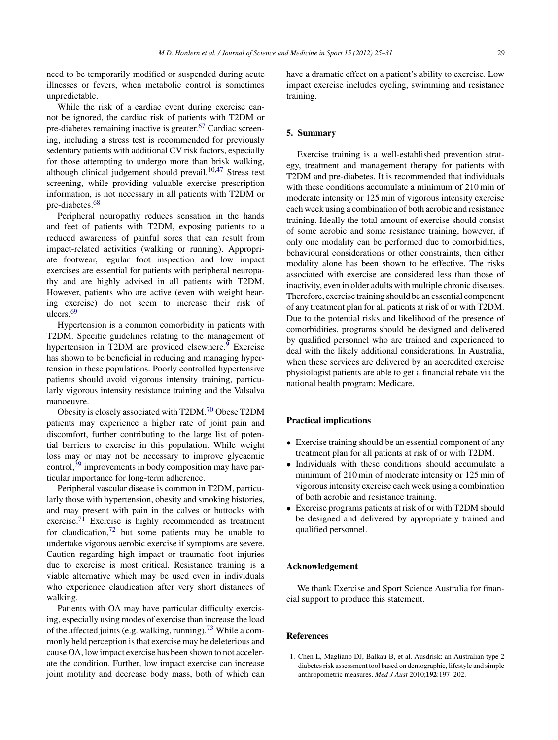need to be temporarily modified or suspended during acute illnesses or fevers, when metabolic control is sometimes unpredictable.

While the risk of a cardiac event during exercise cannot be ignored, the cardiac risk of patients with T2DM or pre-diabetes remaining inactive is greater.[67] Cardiac screening, including a stress test is recommended for previously sedentary patients with additional CV risk factors, especially for those attempting to undergo more than brisk walking, although clinical judgement should prevail.[10,47] Stress test screening, while providing valuable exercise prescription information, is not necessary in all patients with T2DM or pre-diabetes.[68]

Peripheral neuropathy reduces sensation in the hands and feet of patients with T2DM, exposing patients to a reduced awareness of painful sores that can result from impact-related activities (walking or running). Appropriate footwear, regular foot inspection and low impact exercises are essential for patients with peripheral neuropathy and are highly advised in all patients with T2DM. However, patients who are active (even with weight bearing exercise) do not seem to increase their risk of ulcers.[69]

Hypertension is a common comorbidity in patients with T2DM. Specific guidelines relating to the management of hypertension in T2DM are provided elsewhere.[9] Exercise has shown to be beneficial in reducing and managing hypertension in these populations. Poorly controlled hypertensive patients should avoid vigorous intensity training, particularly vigorous intensity resistance training and the Valsalva manoeuvre.

Obesity is closely associated with T2DM.[70] Obese T2DM patients may experience a higher rate of joint pain and discomfort, further contributing to the large list of potential barriers to exercise in this population. While weight loss may or may not be necessary to improve glycaemic control,[39] improvements in body composition may have particular importance for long-term adherence.

Peripheral vascular disease is common in T2DM, particularly those with hypertension, obesity and smoking histories, and may present with pain in the calves or buttocks with exercise.[71] Exercise is highly recommended as treatment for claudication,[72] but some patients may be unable to undertake vigorous aerobic exercise if symptoms are severe. Caution regarding high impact or traumatic foot injuries due to exercise is most critical. Resistance training is a viable alternative which may be used even in individuals who experience claudication after very short distances of walking.

Patients with OA may have particular difficulty exercising, especially using modes of exercise than increase the load of the affected joints (e.g. walking, running).[73] While a commonly held perception is that exercise may be deleterious and cause OA, low impact exercise has been shown to not accelerate the condition. Further, low impact exercise can increase joint motility and decrease body mass, both of which can have a dramatic effect on a patient's ability to exercise. Low impact exercise includes cycling, swimming and resistance training.

## 5. Summary

Exercise training is a well-established prevention strategy, treatment and management therapy for patients with T2DM and pre-diabetes. It is recommended that individuals with these conditions accumulate a minimum of 210 min of moderate intensity or 125 min of vigorous intensity exercise each week using a combination of both aerobic and resistance training. Ideally the total amount of exercise should consist of some aerobic and some resistance training, however, if only one modality can be performed due to comorbidities, behavioural considerations or other constraints, then either modality alone has been shown to be effective. The risks associated with exercise are considered less than those of inactivity, even in older adults with multiple chronic diseases. Therefore, exercise training should be an essential component of any treatment plan for all patients at risk of or with T2DM. Due to the potential risks and likelihood of the presence of comorbidities, programs should be designed and delivered by qualified personnel who are trained and experienced to deal with the likely additional considerations. In Australia, when these services are delivered by an accredited exercise physiologist patients are able to get a financial rebate via the national health program: Medicare.

## Practical implications

- Exercise training should be an essential component of any treatment plan for all patients at risk of or with T2DM.
- Individuals with these conditions should accumulate a minimum of 210 min of moderate intensity or 125 min of vigorous intensity exercise each week using a combination of both aerobic and resistance training.
- Exercise programs patients at risk of or with T2DM should be designed and delivered by appropriately trained and qualified personnel.

## Acknowledgement

We thank Exercise and Sport Science Australia for financial support to produce this statement.

## References

1. Chen L, Magliano DJ, Balkau B, et al. Ausdrisk: an Australian type 2 diabetes risk assessment tool based on demographic, lifestyle and simple anthropometric measures. *Med J Aust* 2010;**192**:197–202.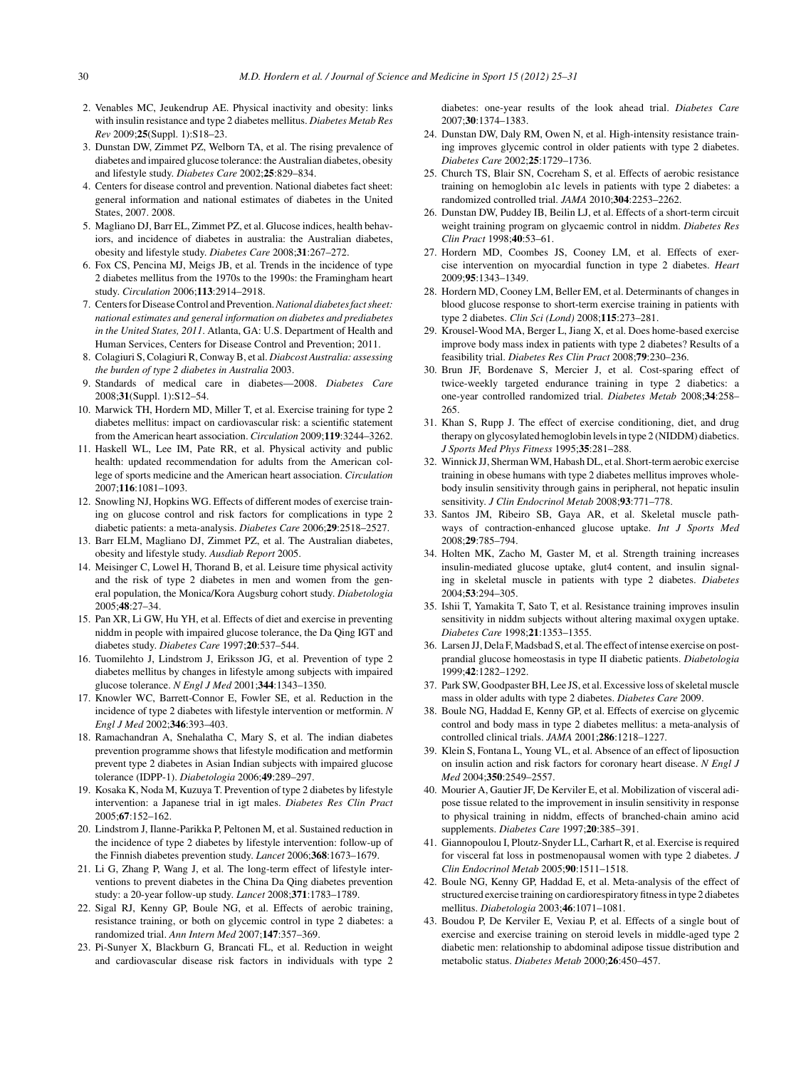2. Venables MC, Jeukendrup AE. Physical inactivity and obesity: links with insulin resistance and type 2 diabetes mellitus. *Diabetes Metab Res Rev* 2009;**25**(Suppl. 1):S18–23.
3. Dunstan DW, Zimmet PZ, Welborn TA, et al. The rising prevalence of diabetes and impaired glucose tolerance: the Australian diabetes, obesity and lifestyle study. *Diabetes Care* 2002;**25**:829–834.
4. Centers for disease control and prevention. National diabetes fact sheet: general information and national estimates of diabetes in the United States, 2007. 2008.
5. Magliano DJ, Barr EL, Zimmet PZ, et al. Glucose indices, health behaviors, and incidence of diabetes in australia: the Australian diabetes, obesity and lifestyle study. *Diabetes Care* 2008;**31**:267–272.
6. Fox CS, Pencina MJ, Meigs JB, et al. Trends in the incidence of type 2 diabetes mellitus from the 1970s to the 1990s: the Framingham heart study. *Circulation* 2006;**113**:2914–2918.
7. Centers for Disease Control and Prevention. *National diabetes fact sheet: national estimates and general information on diabetes and prediabetes in the United States, 2011*. Atlanta, GA: U.S. Department of Health and Human Services, Centers for Disease Control and Prevention; 2011.
8. Colagiuri S, Colagiuri R, Conway B, et al. *Diabcost Australia: assessing the burden of type 2 diabetes in Australia* 2003.
9. Standards of medical care in diabetes—2008. *Diabetes Care* 2008;**31**(Suppl. 1):S12–54.
10. Marwick TH, Hordern MD, Miller T, et al. Exercise training for type 2 diabetes mellitus: impact on cardiovascular risk: a scientific statement from the American heart association. *Circulation* 2009;**119**:3244–3262.
11. Haskell WL, Lee IM, Pate RR, et al. Physical activity and public health: updated recommendation for adults from the American college of sports medicine and the American heart association. *Circulation* 2007;**116**:1081–1093.
12. Snowling NJ, Hopkins WG. Effects of different modes of exercise training on glucose control and risk factors for complications in type 2 diabetic patients: a meta-analysis. *Diabetes Care* 2006;**29**:2518–2527.
13. Barr ELM, Magliano DJ, Zimmet PZ, et al. The Australian diabetes, obesity and lifestyle study. *Ausdiab Report* 2005.
14. Meisinger C, Lowel H, Thorand B, et al. Leisure time physical activity and the risk of type 2 diabetes in men and women from the general population, the Monica/Kora Augsburg cohort study. *Diabetologia* 2005;**48**:27–34.
15. Pan XR, Li GW, Hu YH, et al. Effects of diet and exercise in preventing niddm in people with impaired glucose tolerance, the Da Qing IGT and diabetes study. *Diabetes Care* 1997;**20**:537–544.
16. Tuomilehto J, Lindstrom J, Eriksson JG, et al. Prevention of type 2 diabetes mellitus by changes in lifestyle among subjects with impaired glucose tolerance. *N Engl J Med* 2001;**344**:1343–1350.
17. Knowler WC, Barrett-Connor E, Fowler SE, et al. Reduction in the incidence of type 2 diabetes with lifestyle intervention or metformin. *N Engl J Med* 2002;**346**:393–403.
18. Ramachandran A, Snehalatha C, Mary S, et al. The indian diabetes prevention programme shows that lifestyle modification and metformin prevent type 2 diabetes in Asian Indian subjects with impaired glucose tolerance (IDPP-1). *Diabetologia* 2006;**49**:289–297.
19. Kosaka K, Noda M, Kuzuya T. Prevention of type 2 diabetes by lifestyle intervention: a Japanese trial in igt males. *Diabetes Res Clin Pract* 2005;**67**:152–162.
20. Lindstrom J, Ilanne-Parikka P, Peltonen M, et al. Sustained reduction in the incidence of type 2 diabetes by lifestyle intervention: follow-up of the Finnish diabetes prevention study. *Lancet* 2006;**368**:1673–1679.
21. Li G, Zhang P, Wang J, et al. The long-term effect of lifestyle interventions to prevent diabetes in the China Da Qing diabetes prevention study: a 20-year follow-up study. *Lancet* 2008;**371**:1783–1789.
22. Sigal RJ, Kenny GP, Boule NG, et al. Effects of aerobic training, resistance training, or both on glycemic control in type 2 diabetes: a randomized trial. *Ann Intern Med* 2007;**147**:357–369.
23. Pi-Sunyer X, Blackburn G, Brancati FL, et al. Reduction in weight and cardiovascular disease risk factors in individuals with type 2 diabetes: one-year results of the look ahead trial. *Diabetes Care* 2007;**30**:1374–1383.
24. Dunstan DW, Daly RM, Owen N, et al. High-intensity resistance training improves glycemic control in older patients with type 2 diabetes. *Diabetes Care* 2002;**25**:1729–1736.
25. Church TS, Blair SN, Cocreham S, et al. Effects of aerobic resistance training on hemoglobin a1c levels in patients with type 2 diabetes: a randomized controlled trial. *JAMA* 2010;**304**:2253–2262.
26. Dunstan DW, Puddey IB, Beilin LJ, et al. Effects of a short-term circuit weight training program on glycaemic control in niddm. *Diabetes Res Clin Pract* 1998;**40**:53–61.
27. Hordern MD, Coombes JS, Cooney LM, et al. Effects of exercise intervention on myocardial function in type 2 diabetes. *Heart* 2009;**95**:1343–1349.
28. Hordern MD, Cooney LM, Beller EM, et al. Determinants of changes in blood glucose response to short-term exercise training in patients with type 2 diabetes. *Clin Sci (Lond)* 2008;**115**:273–281.
29. Krousel-Wood MA, Berger L, Jiang X, et al. Does home-based exercise improve body mass index in patients with type 2 diabetes? Results of a feasibility trial. *Diabetes Res Clin Pract* 2008;**79**:230–236.
30. Brun JF, Bordenave S, Mercier J, et al. Cost-sparing effect of twice-weekly targeted endurance training in type 2 diabetics: a one-year controlled randomized trial. *Diabetes Metab* 2008;**34**:258–265.
31. Khan S, Rupp J. The effect of exercise conditioning, diet, and drug therapy on glycosylated hemoglobin levels in type 2 (NIDDM) diabetics. *J Sports Med Phys Fitness* 1995;**35**:281–288.
32. Winnick JJ, Sherman WM, Habash DL, et al. Short-term aerobic exercise training in obese humans with type 2 diabetes mellitus improves whole-body insulin sensitivity through gains in peripheral, not hepatic insulin sensitivity. *J Clin Endocrinol Metab* 2008;**93**:771–778.
33. Santos JM, Ribeiro SB, Gaya AR, et al. Skeletal muscle pathways of contraction-enhanced glucose uptake. *Int J Sports Med* 2008;**29**:785–794.
34. Holten MK, Zacho M, Gaster M, et al. Strength training increases insulin-mediated glucose uptake, glut4 content, and insulin signaling in skeletal muscle in patients with type 2 diabetes. *Diabetes* 2004;**53**:294–305.
35. Ishii T, Yamakita T, Sato T, et al. Resistance training improves insulin sensitivity in niddm subjects without altering maximal oxygen uptake. *Diabetes Care* 1998;**21**:1353–1355.
36. Larsen JJ, Dela F, Madsbad S, et al. The effect of intense exercise on post-prandial glucose homeostasis in type II diabetic patients. *Diabetologia* 1999;**42**:1282–1292.
37. Park SW, Goodpaster BH, Lee JS, et al. Excessive loss of skeletal muscle mass in older adults with type 2 diabetes. *Diabetes Care* 2009.
38. Boule NG, Haddad E, Kenny GP, et al. Effects of exercise on glycemic control and body mass in type 2 diabetes mellitus: a meta-analysis of controlled clinical trials. *JAMA* 2001;**286**:1218–1227.
39. Klein S, Fontana L, Young VL, et al. Absence of an effect of liposuction on insulin action and risk factors for coronary heart disease. *N Engl J Med* 2004;**350**:2549–2557.
40. Mourier A, Gautier JF, De Kerviler E, et al. Mobilization of visceral adipose tissue related to the improvement in insulin sensitivity in response to physical training in niddm, effects of branched-chain amino acid supplements. *Diabetes Care* 1997;**20**:385–391.
41. Giannopoulou I, Ploutz-Snyder LL, Carhart R, et al. Exercise is required for visceral fat loss in postmenopausal women with type 2 diabetes. *J Clin Endocrinol Metab* 2005;**90**:1511–1518.
42. Boule NG, Kenny GP, Haddad E, et al. Meta-analysis of the effect of structured exercise training on cardiorespiratory fitness in type 2 diabetes mellitus. *Diabetologia* 2003;**46**:1071–1081.
43. Boudou P, De Kerviler E, Vexiau P, et al. Effects of a single bout of exercise and exercise training on steroid levels in middle-aged type 2 diabetic men: relationship to abdominal adipose tissue distribution and metabolic status. *Diabetes Metab* 2000;**26**:450–457.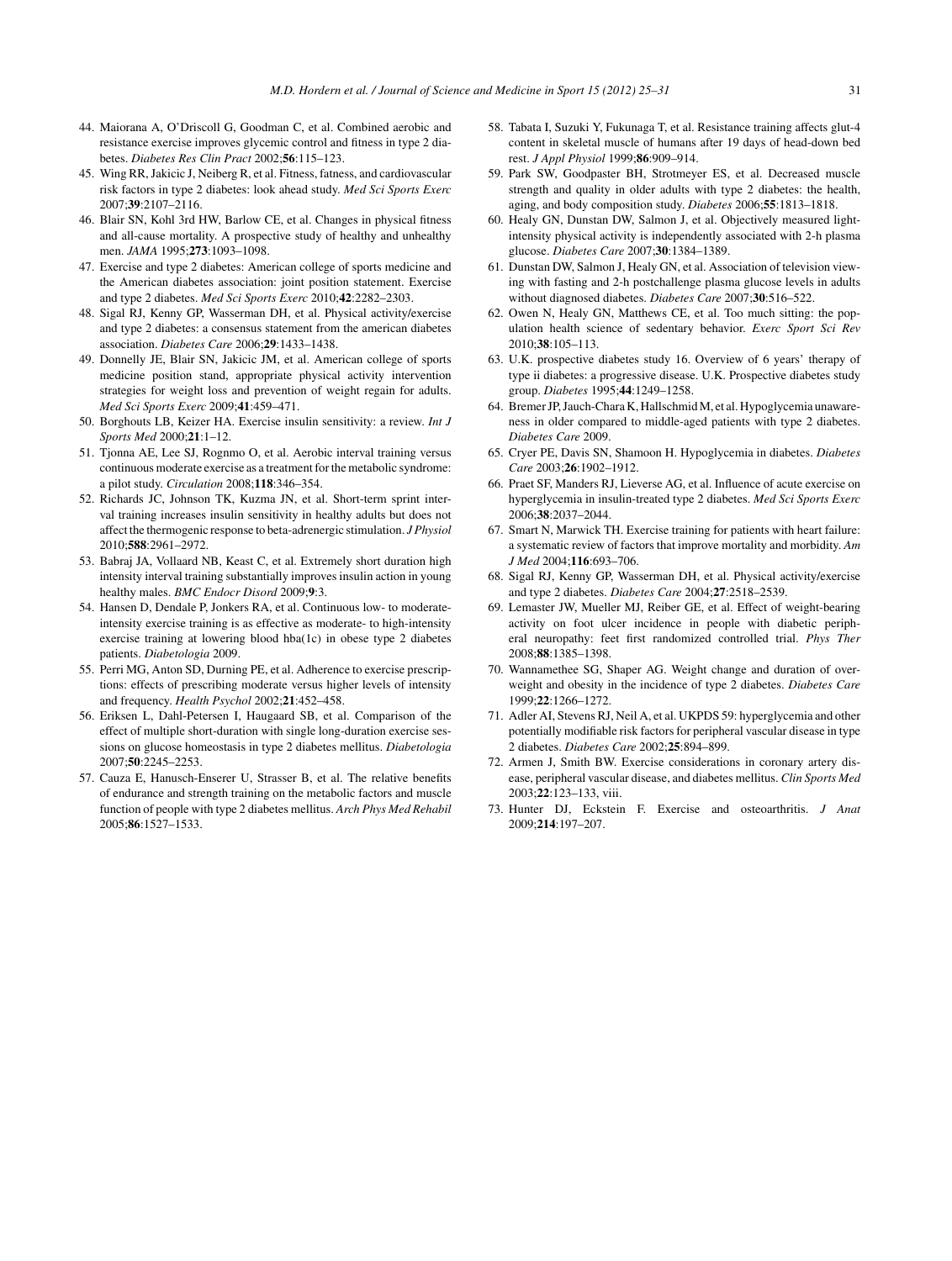44. Maiorana A, O'Driscoll G, Goodman C, et al. Combined aerobic and resistance exercise improves glycemic control and fitness in type 2 diabetes. *Diabetes Res Clin Pract* 2002;**56**:115–123.
45. Wing RR, Jakicic J, Neiberg R, et al. Fitness, fatness, and cardiovascular risk factors in type 2 diabetes: look ahead study. *Med Sci Sports Exerc* 2007;**39**:2107–2116.
46. Blair SN, Kohl 3rd HW, Barlow CE, et al. Changes in physical fitness and all-cause mortality. A prospective study of healthy and unhealthy men. *JAMA* 1995;**273**:1093–1098.
47. Exercise and type 2 diabetes: American college of sports medicine and the American diabetes association: joint position statement. Exercise and type 2 diabetes. *Med Sci Sports Exerc* 2010;**42**:2282–2303.
48. Sigal RJ, Kenny GP, Wasserman DH, et al. Physical activity/exercise and type 2 diabetes: a consensus statement from the american diabetes association. *Diabetes Care* 2006;**29**:1433–1438.
49. Donnelly JE, Blair SN, Jakicic JM, et al. American college of sports medicine position stand, appropriate physical activity intervention strategies for weight loss and prevention of weight regain for adults. *Med Sci Sports Exerc* 2009;**41**:459–471.
50. Borghouts LB, Keizer HA. Exercise insulin sensitivity: a review. *Int J Sports Med* 2000;**21**:1–12.
51. Tjonna AE, Lee SJ, Rognmo O, et al. Aerobic interval training versus continuous moderate exercise as a treatment for the metabolic syndrome: a pilot study. *Circulation* 2008;**118**:346–354.
52. Richards JC, Johnson TK, Kuzma JN, et al. Short-term sprint interval training increases insulin sensitivity in healthy adults but does not affect the thermogenic response to beta-adrenergic stimulation. *J Physiol* 2010;**588**:2961–2972.
53. Babraj JA, Vollaard NB, Keast C, et al. Extremely short duration high intensity interval training substantially improves insulin action in young healthy males. *BMC Endocr Disord* 2009;**9**:3.
54. Hansen D, Dendale P, Jonkers RA, et al. Continuous low- to moderate-intensity exercise training is as effective as moderate- to high-intensity exercise training at lowering blood hba(1c) in obese type 2 diabetes patients. *Diabetologia* 2009.
55. Perri MG, Anton SD, Durning PE, et al. Adherence to exercise prescriptions: effects of prescribing moderate versus higher levels of intensity and frequency. *Health Psychol* 2002;**21**:452–458.
56. Eriksen L, Dahl-Petersen I, Haugaard SB, et al. Comparison of the effect of multiple short-duration with single long-duration exercise sessions on glucose homeostasis in type 2 diabetes mellitus. *Diabetologia* 2007;**50**:2245–2253.
57. Cauza E, Hanusch-Enserer U, Strasser B, et al. The relative benefits of endurance and strength training on the metabolic factors and muscle function of people with type 2 diabetes mellitus. *Arch Phys Med Rehabil* 2005;**86**:1527–1533.
58. Tabata I, Suzuki Y, Fukunaga T, et al. Resistance training affects glut-4 content in skeletal muscle of humans after 19 days of head-down bed rest. *J Appl Physiol* 1999;**86**:909–914.
59. Park SW, Goodpaster BH, Strotmeyer ES, et al. Decreased muscle strength and quality in older adults with type 2 diabetes: the health, aging, and body composition study. *Diabetes* 2006;**55**:1813–1818.
60. Healy GN, Dunstan DW, Salmon J, et al. Objectively measured light-intensity physical activity is independently associated with 2-h plasma glucose. *Diabetes Care* 2007;**30**:1384–1389.
61. Dunstan DW, Salmon J, Healy GN, et al. Association of television viewing with fasting and 2-h postchallenge plasma glucose levels in adults without diagnosed diabetes. *Diabetes Care* 2007;**30**:516–522.
62. Owen N, Healy GN, Matthews CE, et al. Too much sitting: the population health science of sedentary behavior. *Exerc Sport Sci Rev* 2010;**38**:105–113.
63. U.K. prospective diabetes study 16. Overview of 6 years' therapy of type ii diabetes: a progressive disease. U.K. Prospective diabetes study group. *Diabetes* 1995;**44**:1249–1258.
64. Bremer JP, Jauch-Chara K, Hallschmid M, et al. Hypoglycemia unawareness in older compared to middle-aged patients with type 2 diabetes. *Diabetes Care* 2009.
65. Cryer PE, Davis SN, Shamoon H. Hypoglycemia in diabetes. *Diabetes Care* 2003;**26**:1902–1912.
66. Praet SF, Manders RJ, Lieverse AG, et al. Influence of acute exercise on hyperglycemia in insulin-treated type 2 diabetes. *Med Sci Sports Exerc* 2006;**38**:2037–2044.
67. Smart N, Marwick TH. Exercise training for patients with heart failure: a systematic review of factors that improve mortality and morbidity. *Am J Med* 2004;**116**:693–706.
68. Sigal RJ, Kenny GP, Wasserman DH, et al. Physical activity/exercise and type 2 diabetes. *Diabetes Care* 2004;**27**:2518–2539.
69. Lemaster JW, Mueller MJ, Reiber GE, et al. Effect of weight-bearing activity on foot ulcer incidence in people with diabetic peripheral neuropathy: feet first randomized controlled trial. *Phys Ther* 2008;**88**:1385–1398.
70. Wannamethee SG, Shaper AG. Weight change and duration of overweight and obesity in the incidence of type 2 diabetes. *Diabetes Care* 1999;**22**:1266–1272.
71. Adler AI, Stevens RJ, Neil A, et al. UKPDS 59: hyperglycemia and other potentially modifiable risk factors for peripheral vascular disease in type 2 diabetes. *Diabetes Care* 2002;**25**:894–899.
72. Armen J, Smith BW. Exercise considerations in coronary artery disease, peripheral vascular disease, and diabetes mellitus. *Clin Sports Med* 2003;**22**:123–133, viii.
73. Hunter DJ, Eckstein F. Exercise and osteoarthritis. *J Anat* 2009;**214**:197–207.